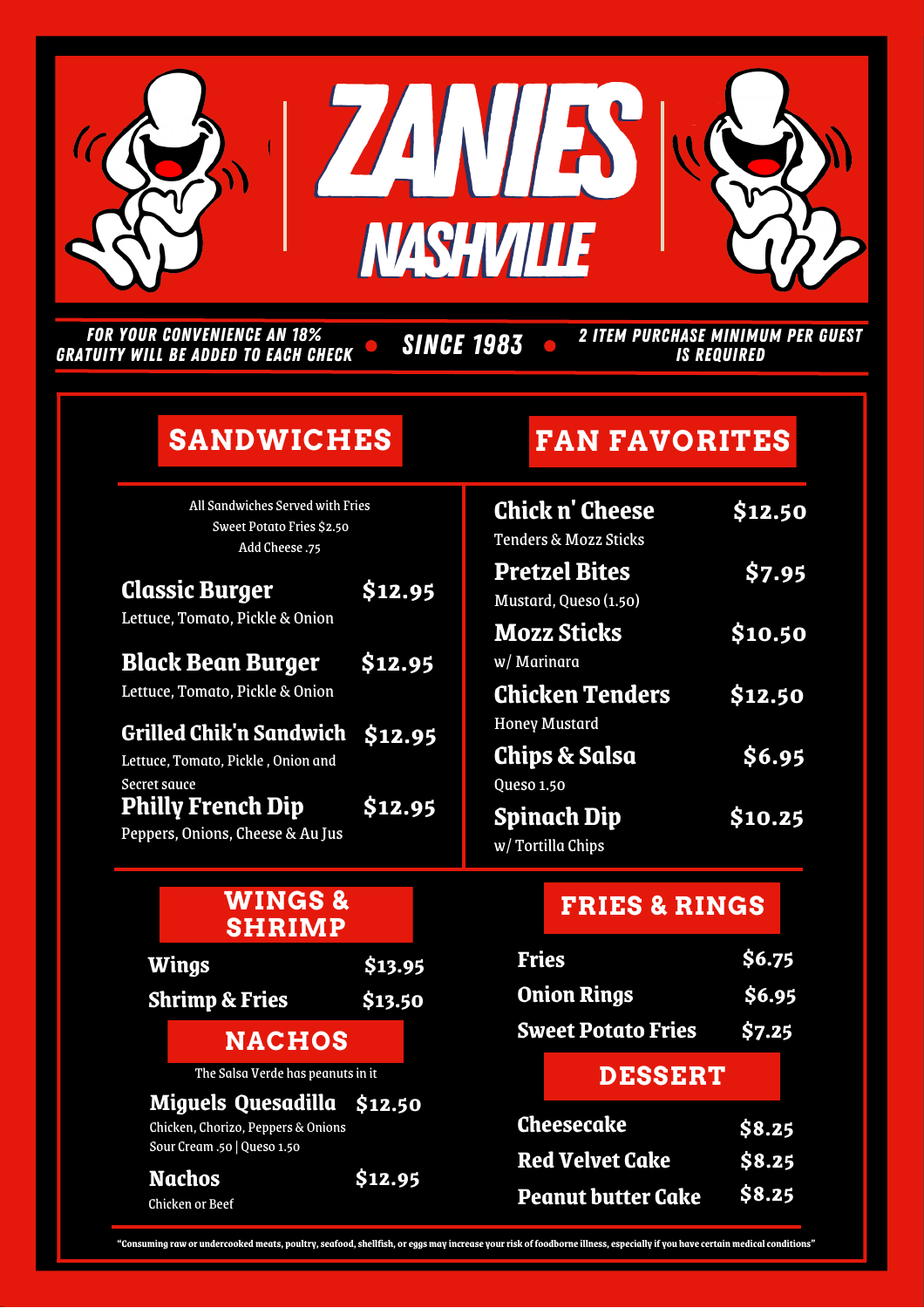# ZANIES

## NASHVILLE

*FOR YOUR CONVENIENCE AN 18% GRATUITY WILL BE ADDED TO EACH CHECK* • *SINCE 1983* • *2 ITEM PURCHASE MINIMUM PER GUEST IS REQUIRED*

## SANDWICHES

All Sandwiches Served with Fries
Sweet Potato Fries $2.50
Add Cheese .75

**Classic Burger** — **$12.95**
Lettuce, Tomato, Pickle & Onion

**Black Bean Burger** — **$12.95**
Lettuce, Tomato, Pickle & Onion

**Grilled Chik'n Sandwich** — **$12.95**
Lettuce, Tomato, Pickle , Onion and Secret sauce

**Philly French Dip** — **$12.95**
Peppers, Onions, Cheese & Au Jus

## FAN FAVORITES

**Chick n' Cheese** — **$12.50**
Tenders & Mozz Sticks

**Pretzel Bites** — **$7.95**
Mustard, Queso (1.50)

**Mozz Sticks** — **$10.50**
w/ Marinara

**Chicken Tenders** — **$12.50**
Honey Mustard

**Chips & Salsa** — **$6.95**
Queso 1.50

**Spinach Dip** — **$10.25**
w/ Tortilla Chips

## WINGS & SHRIMP

**Wings** — **$13.95**

**Shrimp & Fries** — **$13.50**

## NACHOS

The Salsa Verde has peanuts in it

**Miguels Quesadilla** — **$12.50**
Chicken, Chorizo, Peppers & Onions
Sour Cream .50 | Queso 1.50

**Nachos** — **$12.95**
Chicken or Beef

## FRIES & RINGS

**Fries** — **$6.75**

**Onion Rings** — **$6.95**

**Sweet Potato Fries** — **$7.25**

## DESSERT

**Cheesecake** — **$8.25**

**Red Velvet Cake** — **$8.25**

**Peanut butter Cake** — **$8.25**

**"Consuming raw or undercooked meats, poultry, seafood, shellfish, or eggs may increase your risk of foodborne illness, especially if you have certain medical conditions"**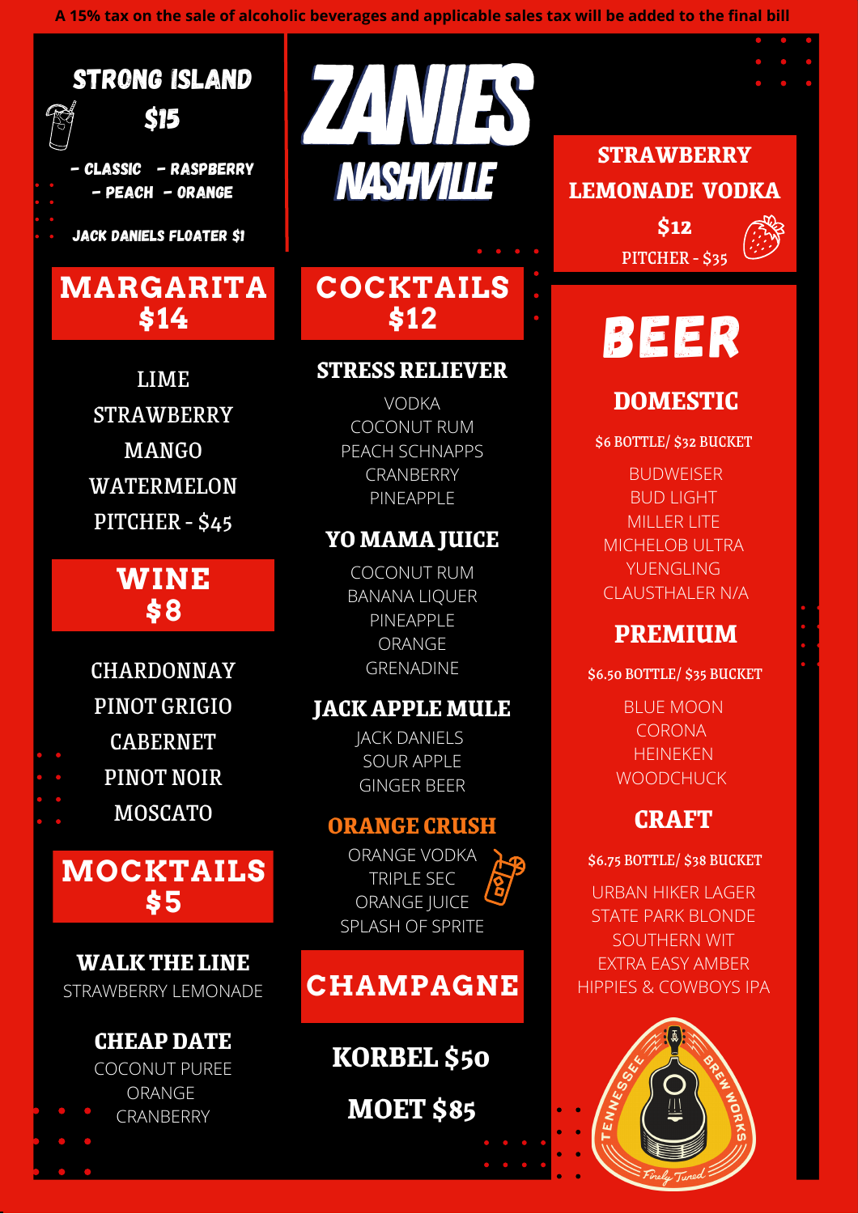A 15% tax on the sale of alcoholic beverages and applicable sales tax will be added to the final bill

# ZANIES NASHVILLE

## STRONG ISLAND $15

- CLASSIC
- RASPBERRY
- PEACH
- ORANGE

JACK DANIELS FLOATER $1

## MARGARITA $14

LIME
STRAWBERRY
MANGO
WATERMELON
PITCHER - $45

## WINE $8

CHARDONNAY
PINOT GRIGIO
CABERNET
PINOT NOIR
MOSCATO

## MOCKTAILS $5

### WALK THE LINE

STRAWBERRY LEMONADE

### CHEAP DATE

COCONUT PUREE
ORANGE
CRANBERRY

## COCKTAILS $12

### STRESS RELIEVER

VODKA
COCONUT RUM
PEACH SCHNAPPS
CRANBERRY
PINEAPPLE

### YO MAMA JUICE

COCONUT RUM
BANANA LIQUER
PINEAPPLE
ORANGE
GRENADINE

### JACK APPLE MULE

JACK DANIELS
SOUR APPLE
GINGER BEER

### ORANGE CRUSH

ORANGE VODKA
TRIPLE SEC
ORANGE JUICE
SPLASH OF SPRITE

## CHAMPAGNE

KORBEL $50

MOET $85

## STRAWBERRY LEMONADE VODKA

$12

PITCHER - $35

## BEER

### DOMESTIC

$6 BOTTLE/ $32 BUCKET

BUDWEISER
BUD LIGHT
MILLER LITE
MICHELOB ULTRA
YUENGLING
CLAUSTHALER N/A

### PREMIUM

$6.50 BOTTLE/ $35 BUCKET

BLUE MOON
CORONA
HEINEKEN
WOODCHUCK

### CRAFT

$6.75 BOTTLE/ $38 BUCKET

URBAN HIKER LAGER
STATE PARK BLONDE
SOUTHERN WIT
EXTRA EASY AMBER
HIPPIES & COWBOYS IPA

TENNESSEE BREW WORKS
Finely Tuned